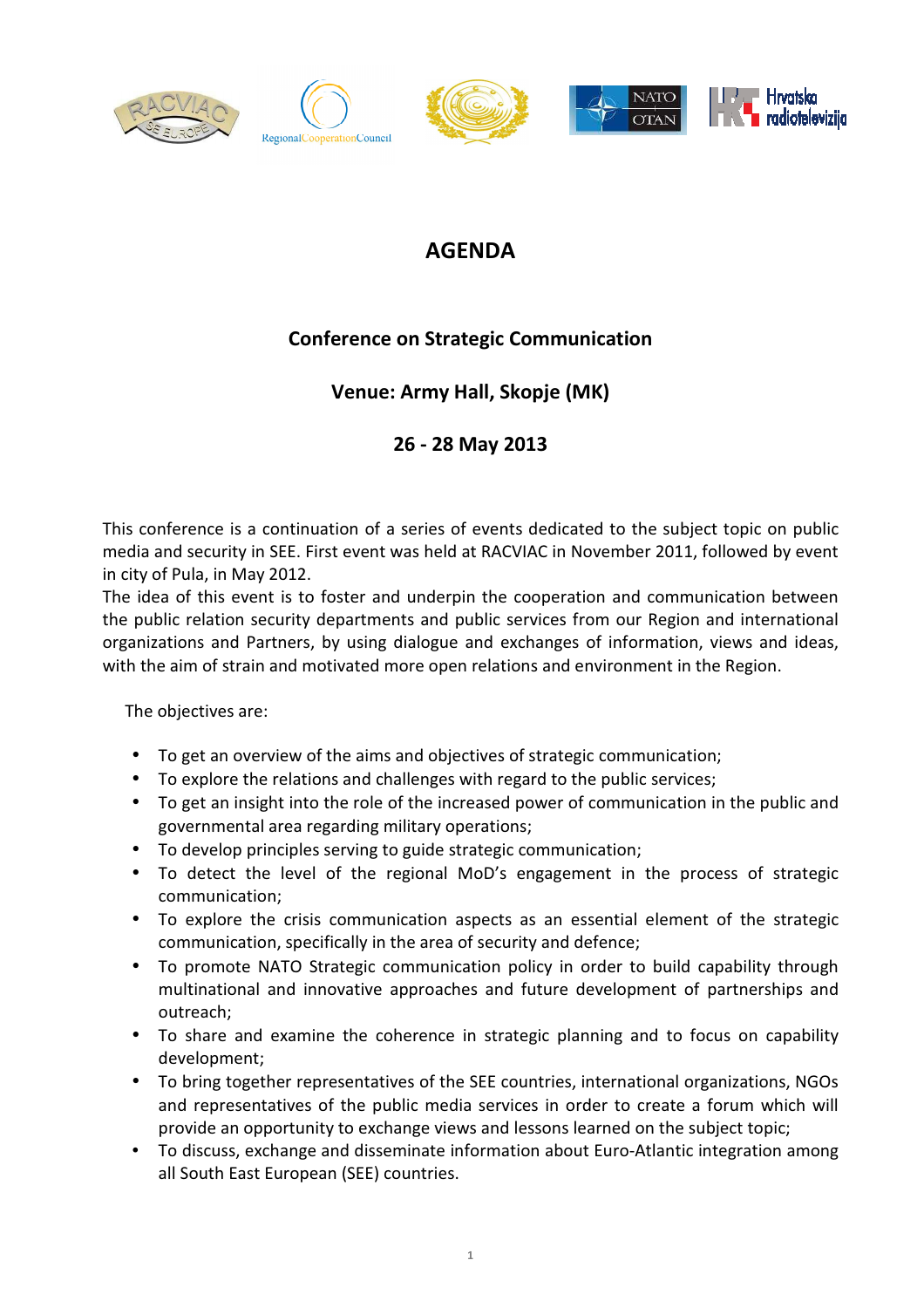# AGENDA

## Conference on Strategic Communication

## Venue: Army Hall, Skopje (MK)

## 26 - 28 May 2013

This conference is a continuation of a series of events dedicated to the subject topic on public media and security in SEE. First event was held at RACVIAC in November 2011, followed by event in city of Pula, in May 2012.

The idea of this event is to foster and underpin the cooperation and communication between the public relation security departments and public services from our Region and international organizations and Partners, by using dialogue and exchanges of information, views and ideas, with the aim of strain and motivated more open relations and environment in the Region.

The objectives are:

- To get an overview of the aims and objectives of strategic communication;
- To explore the relations and challenges with regard to the public services;
- To get an insight into the role of the increased power of communication in the public and governmental area regarding military operations;
- To develop principles serving to guide strategic communication;
- To detect the level of the regional MoD's engagement in the process of strategic communication;
- To explore the crisis communication aspects as an essential element of the strategic communication, specifically in the area of security and defence;
- To promote NATO Strategic communication policy in order to build capability through multinational and innovative approaches and future development of partnerships and outreach;
- To share and examine the coherence in strategic planning and to focus on capability development;
- To bring together representatives of the SEE countries, international organizations, NGOs and representatives of the public media services in order to create a forum which will provide an opportunity to exchange views and lessons learned on the subject topic;
- To discuss, exchange and disseminate information about Euro-Atlantic integration among all South East European (SEE) countries.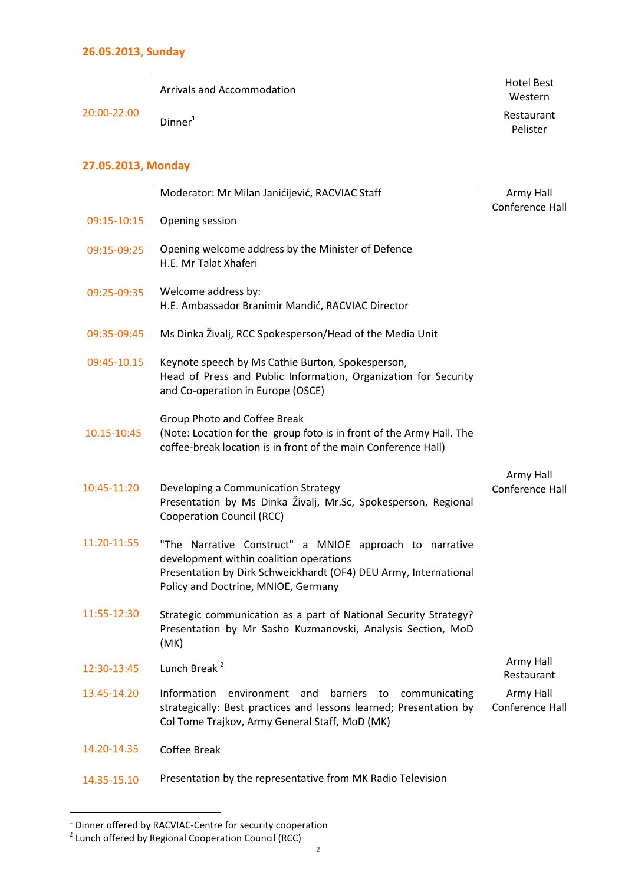### 26.05.2013, Sunday

| | | |
|---|---|---|
| 20:00-22:00 | Arrivals and Accommodation | Hotel Best Western |
| | Dinner[1] | Restaurant Pelister |

### 27.05.2013, Monday

| | | |
|---|---|---|
| | Moderator: Mr Milan Janićijević, RACVIAC Staff | Army Hall Conference Hall |
| 09:15-10:15 | Opening session | |
| 09:15-09:25 | Opening welcome address by the Minister of Defence<br>H.E. Mr Talat Xhaferi | |
| 09:25-09:35 | Welcome address by:<br>H.E. Ambassador Branimir Mandić, RACVIAC Director | |
| 09:35-09:45 | Ms Dinka Živalj, RCC Spokesperson/Head of the Media Unit | |
| 09:45-10.15 | Keynote speech by Ms Cathie Burton, Spokesperson,<br>Head of Press and Public Information, Organization for Security and Co-operation in Europe (OSCE) | |
| 10.15-10:45 | Group Photo and Coffee Break<br>(Note: Location for the group foto is in front of the Army Hall. The coffee-break location is in front of the main Conference Hall) | |
| 10:45-11:20 | Developing a Communication Strategy<br>Presentation by Ms Dinka Živalj, Mr.Sc, Spokesperson, Regional Cooperation Council (RCC) | Army Hall Conference Hall |
| 11:20-11:55 | "The Narrative Construct" a MNIOE approach to narrative development within coalition operations<br>Presentation by Dirk Schweickhardt (OF4) DEU Army, International Policy and Doctrine, MNIOE, Germany | |
| 11:55-12:30 | Strategic communication as a part of National Security Strategy?<br>Presentation by Mr Sasho Kuzmanovski, Analysis Section, MoD (MK) | |
| 12:30-13:45 | Lunch Break[2] | Army Hall Restaurant |
| 13.45-14.20 | Information environment and barriers to communicating strategically: Best practices and lessons learned; Presentation by Col Tome Trajkov, Army General Staff, MoD (MK) | Army Hall Conference Hall |
| 14.20-14.35 | Coffee Break | |
| 14.35-15.10 | Presentation by the representative from MK Radio Television | |

[1] Dinner offered by RACVIAC-Centre for security cooperation
[2] Lunch offered by Regional Cooperation Council (RCC)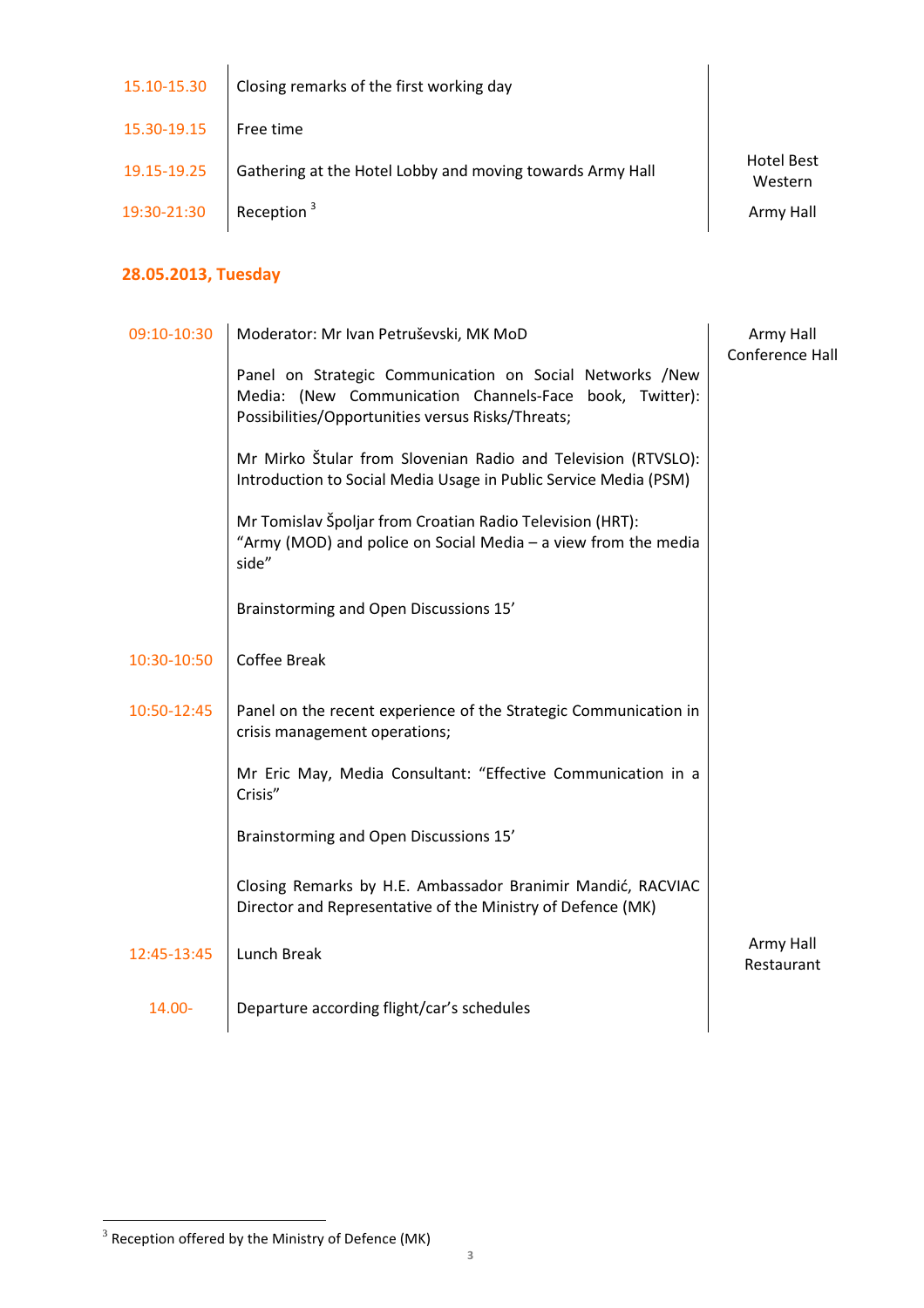| | | |
|---|---|---|
| 15.10-15.30 | Closing remarks of the first working day | |
| 15.30-19.15 | Free time | |
| 19.15-19.25 | Gathering at the Hotel Lobby and moving towards Army Hall | Hotel Best Western |
| 19:30-21:30 | Reception [3] | Army Hall |

## 28.05.2013, Tuesday

| | | |
|---|---|---|
| 09:10-10:30 | Moderator: Mr Ivan Petruševski, MK MoD<br><br>Panel on Strategic Communication on Social Networks /New Media: (New Communication Channels-Face book, Twitter): Possibilities/Opportunities versus Risks/Threats;<br><br>Mr Mirko Štular from Slovenian Radio and Television (RTVSLO): Introduction to Social Media Usage in Public Service Media (PSM)<br><br>Mr Tomislav Špoljar from Croatian Radio Television (HRT): "Army (MOD) and police on Social Media – a view from the media side"<br><br>Brainstorming and Open Discussions 15' | Army Hall Conference Hall |
| 10:30-10:50 | Coffee Break | |
| 10:50-12:45 | Panel on the recent experience of the Strategic Communication in crisis management operations;<br><br>Mr Eric May, Media Consultant: "Effective Communication in a Crisis"<br><br>Brainstorming and Open Discussions 15'<br><br>Closing Remarks by H.E. Ambassador Branimir Mandić, RACVIAC Director and Representative of the Ministry of Defence (MK) | |
| 12:45-13:45 | Lunch Break | Army Hall Restaurant |
| 14.00- | Departure according flight/car's schedules | |

[3] Reception offered by the Ministry of Defence (MK)